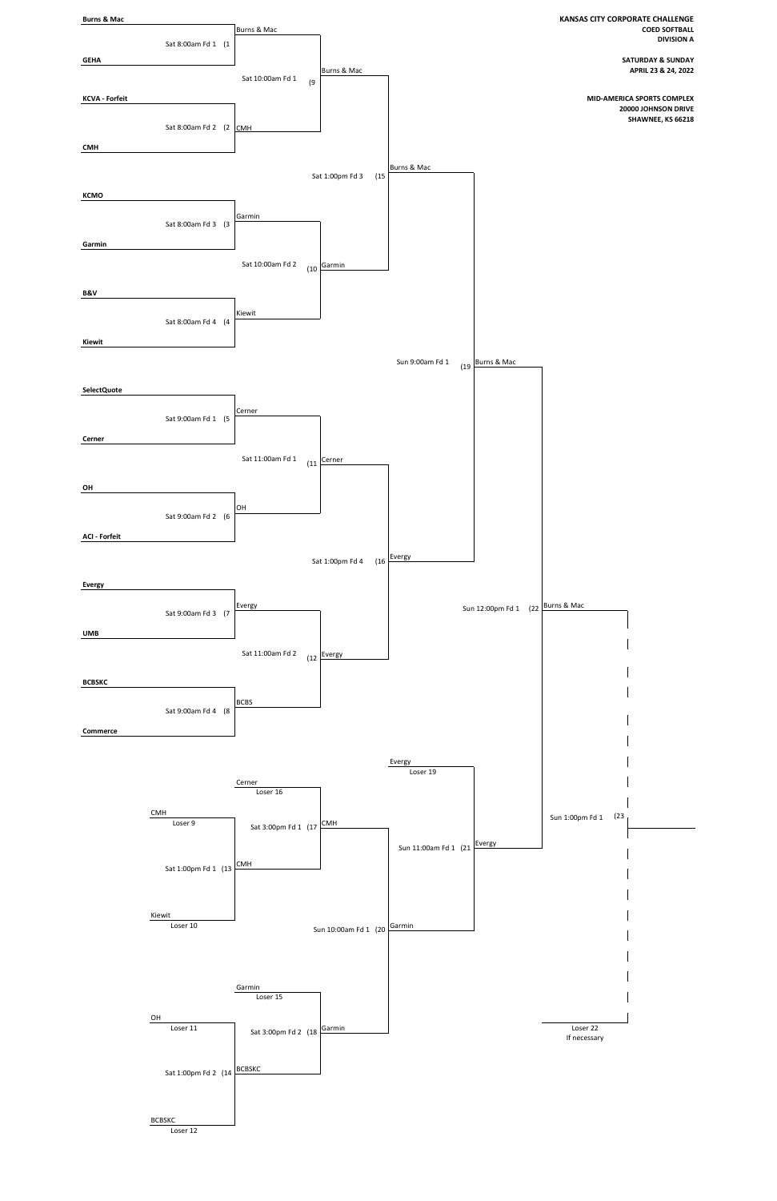**KANSAS CITY CORPORATE CHALLENGE**
**COED SOFTBALL**
**DIVISION A**

**SATURDAY & SUNDAY**
**APRIL 23 & 24, 2022**

**MID-AMERICA SPORTS COMPLEX**
**20000 JOHNSON DRIVE**
**SHAWNEE, KS 66218**

## Winners Bracket

| Game | Time / Field | Team 1 | Team 2 | Winner |
| --- | --- | --- | --- | --- |
| (1 | Sat 8:00am Fd 1 | **Burns & Mac** | **GEHA** | Burns & Mac |
| (2 | Sat 8:00am Fd 2 | **KCVA - Forfeit** | **CMH** | CMH |
| (3 | Sat 8:00am Fd 3 | **KCMO** | **Garmin** | Garmin |
| (4 | Sat 8:00am Fd 4 | **B&V** | **Kiewit** | Kiewit |
| (5 | Sat 9:00am Fd 1 | **SelectQuote** | **Cerner** | Cerner |
| (6 | Sat 9:00am Fd 2 | **OH** | **ACI - Forfeit** | OH |
| (7 | Sat 9:00am Fd 3 | **Evergy** | **UMB** | Evergy |
| (8 | Sat 9:00am Fd 4 | **BCBSKC** | **Commerce** | BCBS |
| (9 | Sat 10:00am Fd 1 | Burns & Mac | CMH | Burns & Mac |
| (10 | Sat 10:00am Fd 2 | Garmin | Kiewit | Garmin |
| (11 | Sat 11:00am Fd 1 | Cerner | OH | Cerner |
| (12 | Sat 11:00am Fd 2 | Evergy | BCBS | Evergy |
| (15 | Sat 1:00pm Fd 3 | Burns & Mac | Garmin | Burns & Mac |
| (16 | Sat 1:00pm Fd 4 | Cerner | Evergy | Evergy |
| (19 | Sun 9:00am Fd 1 | Burns & Mac | Evergy | Burns & Mac |
| (22 | Sun 12:00pm Fd 1 | Burns & Mac | Evergy | Burns & Mac |
| (23 | Sun 1:00pm Fd 1 | Burns & Mac | Loser 22 If necessary | |

## Consolation Bracket

| Game | Time / Field | Team 1 | Team 2 | Winner |
| --- | --- | --- | --- | --- |
| (13 | Sat 1:00pm Fd 1 | CMH (Loser 9) | Kiewit (Loser 10) | CMH |
| (14 | Sat 1:00pm Fd 2 | OH (Loser 11) | BCBSKC (Loser 12) | BCBSKC |
| (17 | Sat 3:00pm Fd 1 | Cerner (Loser 16) | CMH | CMH |
| (18 | Sat 3:00pm Fd 2 | Garmin (Loser 15) | BCBSKC | Garmin |
| (20 | Sun 10:00am Fd 1 | CMH | Garmin | Garmin |
| (21 | Sun 11:00am Fd 1 | Evergy (Loser 19) | Garmin | Evergy |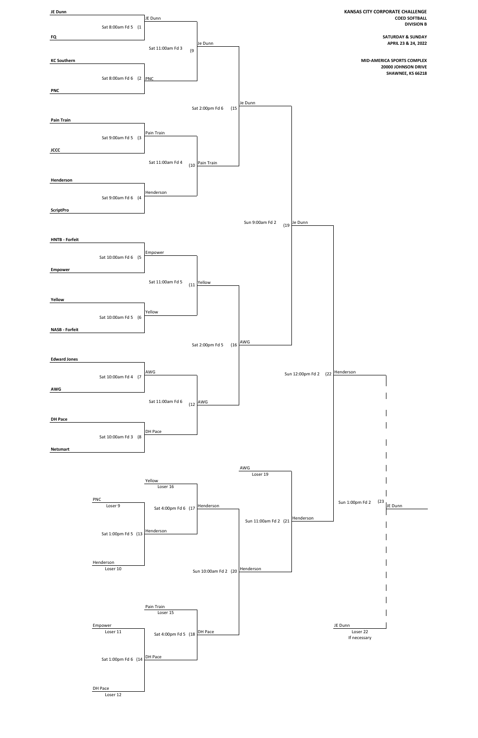**KANSAS CITY CORPORATE CHALLENGE**
**COED SOFTBALL**
**DIVISION B**

**SATURDAY & SUNDAY**
**APRIL 23 & 24, 2022**

**MID-AMERICA SPORTS COMPLEX**
**20000 JOHNSON DRIVE**
**SHAWNEE, KS 66218**

## Winners Bracket

| Game | Time / Field | Team 1 | Team 2 | Winner |
|---|---|---|---|---|
| (1 | Sat 8:00am Fd 5 | JE Dunn | FQ | JE Dunn |
| (2 | Sat 8:00am Fd 6 | KC Southern | PNC | PNC |
| (3 | Sat 9:00am Fd 5 | Pain Train | JCCC | Pain Train |
| (4 | Sat 9:00am Fd 6 | Henderson | ScriptPro | Henderson |
| (5 | Sat 10:00am Fd 6 | HNTB - Forfeit | Empower | Empower |
| (6 | Sat 10:00am Fd 5 | Yellow | NASB - Forfeit | Yellow |
| (7 | Sat 10:00am Fd 4 | Edward Jones | AWG | AWG |
| (8 | Sat 10:00am Fd 3 | DH Pace | Netsmart | DH Pace |
| (9 | Sat 11:00am Fd 3 | JE Dunn | PNC | Je Dunn |
| (10 | Sat 11:00am Fd 4 | Pain Train | Henderson | Pain Train |
| (11 | Sat 11:00am Fd 5 | Empower | Yellow | Yellow |
| (12 | Sat 11:00am Fd 6 | AWG | DH Pace | AWG |
| (15 | Sat 2:00pm Fd 6 | Je Dunn | Pain Train | Je Dunn |
| (16 | Sat 2:00pm Fd 5 | Yellow | AWG | AWG |
| (19 | Sun 9:00am Fd 2 | Je Dunn | AWG | Je Dunn |
| (22 | Sun 12:00pm Fd 2 | Je Dunn | Henderson | Henderson |
| (23 | Sun 1:00pm Fd 2 | Henderson | JE Dunn (Loser 22, If necessary) | JE Dunn |

## Losers Bracket

| Game | Time / Field | Team 1 | Team 2 | Winner |
|---|---|---|---|---|
| (13 | Sat 1:00pm Fd 5 | PNC (Loser 9) | Henderson (Loser 10) | Henderson |
| (14 | Sat 1:00pm Fd 6 | Empower (Loser 11) | DH Pace (Loser 12) | DH Pace |
| (17 | Sat 4:00pm Fd 6 | Yellow (Loser 16) | Henderson | Henderson |
| (18 | Sat 4:00pm Fd 5 | Pain Train (Loser 15) | DH Pace | DH Pace |
| (20 | Sun 10:00am Fd 2 | Henderson | DH Pace | Henderson |
| (21 | Sun 11:00am Fd 2 | AWG (Loser 19) | Henderson | Henderson |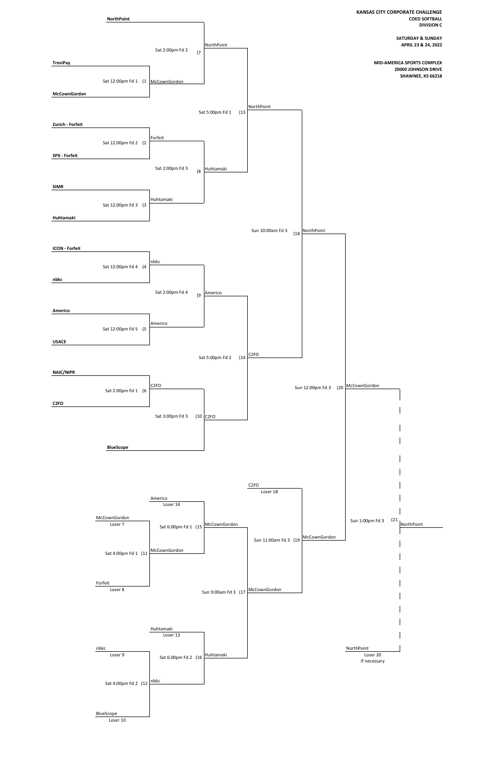**KANSAS CITY CORPORATE CHALLENGE**
**COED SOFTBALL**
**DIVISION C**

**SATURDAY & SUNDAY**
**APRIL 23 & 24, 2022**

**MID-AMERICA SPORTS COMPLEX**
**20000 JOHNSON DRIVE**
**SHAWNEE, KS 66218**

## Winners Bracket

| Game | Time / Field | Team 1 | Team 2 | Winner |
|---|---|---|---|---|
| (1 | Sat 12:00pm Fd 1 | **TreviPay** | **McCownGordon** | McCownGordon |
| (2 | Sat 12:00pm Fd 2 | **Zurich - Forfeit** | **SPX - Forfeit** | Forfeit |
| (3 | Sat 12:00pm Fd 3 | **SIMR** | **Huhtamaki** | Huhtamaki |
| (4 | Sat 12:00pm Fd 4 | **ICON - Forfeit** | **nbkc** | nbkc |
| (5 | Sat 12:00pm Fd 5 | **Americo** | **USACE** | Americo |
| (6 | Sat 2:00pm Fd 1 | **NAIC/NIPR** | **C2FO** | C2FO |
| (7 | Sat 2:00pm Fd 2 | **NorthPoint** | McCownGordon | NorthPoint |
| (8 | Sat 2:00pm Fd 3 | Forfeit | Huhtamaki | Huhtamaki |
| (9 | Sat 2:00pm Fd 4 | nbkc | Americo | Americo |
| (10 | Sat 3:00pm Fd 3 | C2FO | **BlueScope** | C2FO |
| (13 | Sat 5:00pm Fd 1 | NorthPoint | Huhtamaki | NorthPoint |
| (14 | Sat 5:00pm Fd 2 | Americo | C2FO | C2FO |
| (18 | Sun 10:00am Fd 3 | NorthPoint | C2FO | NorthPoint |
| (20 | Sun 12:00pm Fd 3 | NorthPoint | McCownGordon | McCownGordon |
| (21 | Sun 1:00pm Fd 3 | McCownGordon | NorthPoint (Loser 20, If necessary) | NorthPoint |

## Losers Bracket

| Game | Time / Field | Team 1 | Team 2 | Winner |
|---|---|---|---|---|
| (11 | Sat 4:00pm Fd 1 | McCownGordon (Loser 7) | Forfeit (Loser 8) | McCownGordon |
| (12 | Sat 4:00pm Fd 2 | nbkc (Loser 9) | BlueScope (Loser 10) | nbkc |
| (15 | Sat 6:00pm Fd 1 | Americo (Loser 14) | McCownGordon | McCownGordon |
| (16 | Sat 6:00pm Fd 2 | Huhtamaki (Loser 13) | nbkc | Huhtamaki |
| (17 | Sun 9:00am Fd 3 | McCownGordon | Huhtamaki | McCownGordon |
| (19 | Sun 11:00am Fd 3 | C2FO (Loser 18) | McCownGordon | McCownGordon |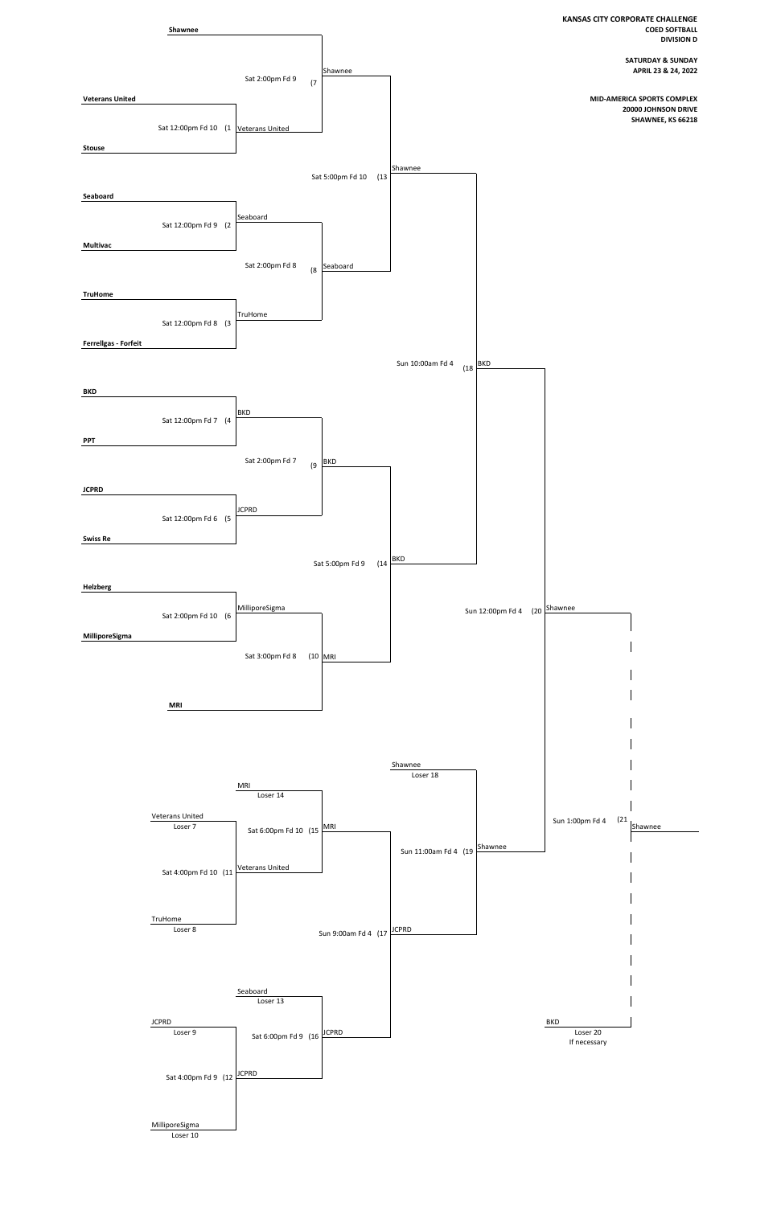**KANSAS CITY CORPORATE CHALLENGE**
**COED SOFTBALL**
**DIVISION D**

**SATURDAY & SUNDAY**
**APRIL 23 & 24, 2022**

**MID-AMERICA SPORTS COMPLEX**
**20000 JOHNSON DRIVE**
**SHAWNEE, KS 66218**

## Winners' Bracket

| Game | Time / Field | Teams | Winner |
|---|---|---|---|
| (1 | Sat 12:00pm Fd 10 | **Veterans United** vs **Stouse** | Veterans United |
| (2 | Sat 12:00pm Fd 9 | **Seaboard** vs **Multivac** | Seaboard |
| (3 | Sat 12:00pm Fd 8 | **TruHome** vs **Ferrellgas - Forfeit** | TruHome |
| (4 | Sat 12:00pm Fd 7 | **BKD** vs **PPT** | BKD |
| (5 | Sat 12:00pm Fd 6 | **JCPRD** vs **Swiss Re** | JCPRD |
| (6 | Sat 2:00pm Fd 10 | **Helzberg** vs **MilliporeSigma** | MilliporeSigma |
| (7 | Sat 2:00pm Fd 9 | **Shawnee** vs Veterans United | Shawnee |
| (8 | Sat 2:00pm Fd 8 | Seaboard vs TruHome | Seaboard |
| (9 | Sat 2:00pm Fd 7 | BKD vs JCPRD | BKD |
| (10 | Sat 3:00pm Fd 8 | MilliporeSigma vs **MRI** | MRI |
| (13 | Sat 5:00pm Fd 10 | Shawnee vs Seaboard | Shawnee |
| (14 | Sat 5:00pm Fd 9 | BKD vs MRI | BKD |
| (18 | Sun 10:00am Fd 4 | Shawnee vs BKD | BKD |
| (20 | Sun 12:00pm Fd 4 | BKD vs Shawnee | Shawnee |
| (21 | Sun 1:00pm Fd 4 | Shawnee vs BKD (Loser 20, If necessary) | Shawnee |

## Consolation Bracket

| Game | Time / Field | Teams | Winner |
|---|---|---|---|
| (11 | Sat 4:00pm Fd 10 | Veterans United (Loser 7) vs TruHome (Loser 8) | Veterans United |
| (12 | Sat 4:00pm Fd 9 | JCPRD (Loser 9) vs MilliporeSigma (Loser 10) | JCPRD |
| (15 | Sat 6:00pm Fd 10 | MRI (Loser 14) vs Veterans United | MRI |
| (16 | Sat 6:00pm Fd 9 | Seaboard (Loser 13) vs JCPRD | JCPRD |
| (17 | Sun 9:00am Fd 4 | MRI vs JCPRD | JCPRD |
| (19 | Sun 11:00am Fd 4 | Shawnee (Loser 18) vs JCPRD | Shawnee |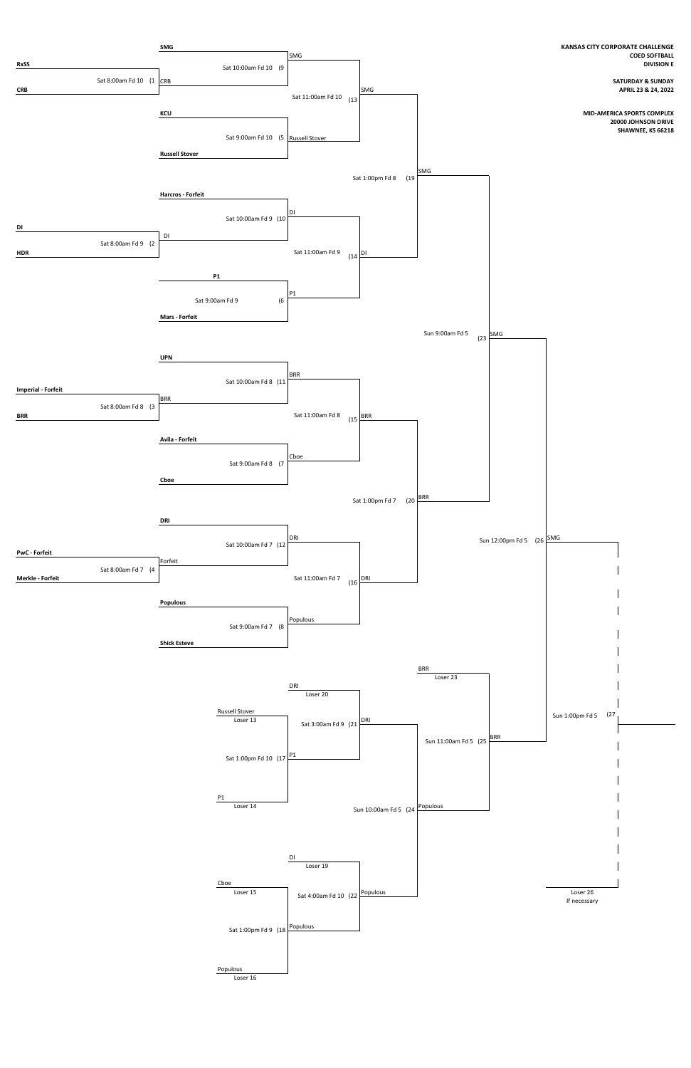**KANSAS CITY CORPORATE CHALLENGE**
**COED SOFTBALL**
**DIVISION E**

**SATURDAY & SUNDAY**
**APRIL 23 & 24, 2022**

**MID-AMERICA SPORTS COMPLEX**
**20000 JOHNSON DRIVE**
**SHAWNEE, KS 66218**

## Winners Bracket

| Game | Time / Field | Team 1 | Team 2 | Winner |
|---|---|---|---|---|
| 1 | Sat 8:00am Fd 10 | RxSS | CRB | CRB |
| 2 | Sat 8:00am Fd 9 | DI | HDR | DI |
| 3 | Sat 8:00am Fd 8 | Imperial - Forfeit | BRR | BRR |
| 4 | Sat 8:00am Fd 7 | PwC - Forfeit | Merkle - Forfeit | Forfeit |
| 5 | Sat 9:00am Fd 10 | KCU | Russell Stover | Russell Stover |
| 6 | Sat 9:00am Fd 9 | P1 | Mars - Forfeit | P1 |
| 7 | Sat 9:00am Fd 8 | Avila - Forfeit | Cboe | Cboe |
| 8 | Sat 9:00am Fd 7 | Populous | Shick Esteve | Populous |
| 9 | Sat 10:00am Fd 10 | SMG | CRB | SMG |
| 10 | Sat 10:00am Fd 9 | Harcros - Forfeit | DI | DI |
| 11 | Sat 10:00am Fd 8 | UPN | BRR | BRR |
| 12 | Sat 10:00am Fd 7 | DRI | Forfeit | DRI |
| 13 | Sat 11:00am Fd 10 | SMG | Russell Stover | SMG |
| 14 | Sat 11:00am Fd 9 | DI | P1 | DI |
| 15 | Sat 11:00am Fd 8 | BRR | Cboe | BRR |
| 16 | Sat 11:00am Fd 7 | DRI | Populous | DRI |
| 19 | Sat 1:00pm Fd 8 | SMG | DI | SMG |
| 20 | Sat 1:00pm Fd 7 | BRR | DRI | BRR |
| 23 | Sun 9:00am Fd 5 | SMG | BRR | SMG |
| 26 | Sun 12:00pm Fd 5 | SMG | BRR | SMG |
| 27 | Sun 1:00pm Fd 5 | SMG | Loser 26 (If necessary) | |

## Losers Bracket

| Game | Time / Field | Team 1 | Team 2 | Winner |
|---|---|---|---|---|
| 17 | Sat 1:00pm Fd 10 | Russell Stover (Loser 13) | P1 (Loser 14) | P1 |
| 18 | Sat 1:00pm Fd 9 | Cboe (Loser 15) | Populous (Loser 16) | Populous |
| 21 | Sat 3:00am Fd 9 | DRI (Loser 20) | P1 | DRI |
| 22 | Sat 4:00am Fd 10 | DI (Loser 19) | Populous | Populous |
| 24 | Sun 10:00am Fd 5 | DRI | Populous | Populous |
| 25 | Sun 11:00am Fd 5 | BRR (Loser 23) | Populous | BRR |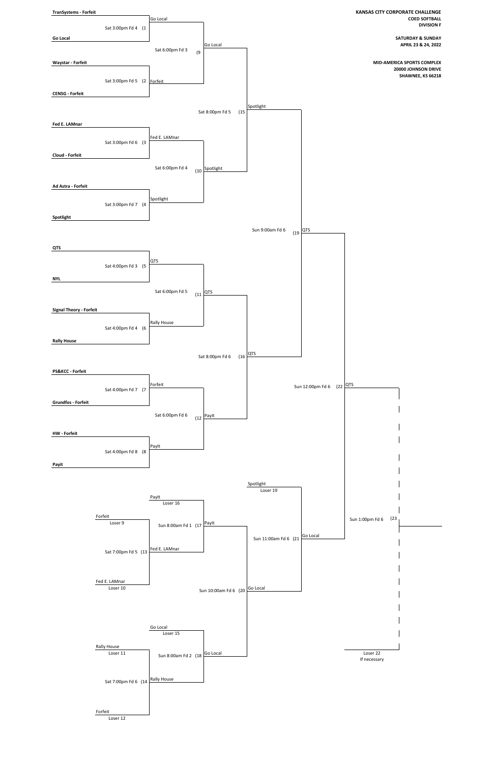**KANSAS CITY CORPORATE CHALLENGE**
**COED SOFTBALL**
**DIVISION F**

**SATURDAY & SUNDAY**
**APRIL 23 & 24, 2022**

**MID-AMERICA SPORTS COMPLEX**
**20000 JOHNSON DRIVE**
**SHAWNEE, KS 66218**

## Winners Bracket

| Game | Time / Field | Team 1 | Team 2 | Winner |
| --- | --- | --- | --- | --- |
| (1 | Sat 3:00pm Fd 4 | TranSystems - Forfeit | Go Local | Go Local |
| (2 | Sat 3:00pm Fd 5 | Waystar - Forfeit | CENSG - Forfeit | Forfeit |
| (3 | Sat 3:00pm Fd 6 | Fed E. LAMnar | Cloud - Forfeit | Fed E. LAMnar |
| (4 | Sat 3:00pm Fd 7 | Ad Astra - Forfeit | Spotlight | Spotlight |
| (5 | Sat 4:00pm Fd 3 | QTS | NYL | QTS |
| (6 | Sat 4:00pm Fd 4 | Signal Theory - Forfeit | Rally House | Rally House |
| (7 | Sat 4:00pm Fd 7 | PS&KCC - Forfeit | Grundfos - Forfeit | Forfeit |
| (8 | Sat 4:00pm Fd 8 | HW - Forfeit | PayIt | PayIt |
| (9 | Sat 6:00pm Fd 3 | Go Local | Forfeit | Go Local |
| (10 | Sat 6:00pm Fd 4 | Fed E. LAMnar | Spotlight | Spotlight |
| (11 | Sat 6:00pm Fd 5 | QTS | Rally House | QTS |
| (12 | Sat 6:00pm Fd 6 | Forfeit | PayIt | PayIt |
| (15 | Sat 8:00pm Fd 5 | Go Local | Spotlight | Spotlight |
| (16 | Sat 8:00pm Fd 6 | QTS | PayIt | QTS |
| (19 | Sun 9:00am Fd 6 | Spotlight | QTS | QTS |
| (22 | Sun 12:00pm Fd 6 | QTS | Go Local | QTS |
| (23 | Sun 1:00pm Fd 6 | QTS | Loser 22 If necessary | |

## Losers Bracket

| Game | Time / Field | Team 1 | Team 2 | Winner |
| --- | --- | --- | --- | --- |
| (13 | Sat 7:00pm Fd 5 | Forfeit (Loser 9) | Fed E. LAMnar (Loser 10) | Fed E. LAMnar |
| (14 | Sat 7:00pm Fd 6 | Rally House (Loser 11) | Forfeit (Loser 12) | Rally House |
| (17 | Sun 8:00am Fd 1 | PayIt (Loser 16) | Fed E. LAMnar | PayIt |
| (18 | Sun 8:00am Fd 2 | Go Local (Loser 15) | Rally House | Go Local |
| (20 | Sun 10:00am Fd 6 | PayIt | Go Local | Go Local |
| (21 | Sun 11:00am Fd 6 | Spotlight (Loser 19) | Go Local | Go Local |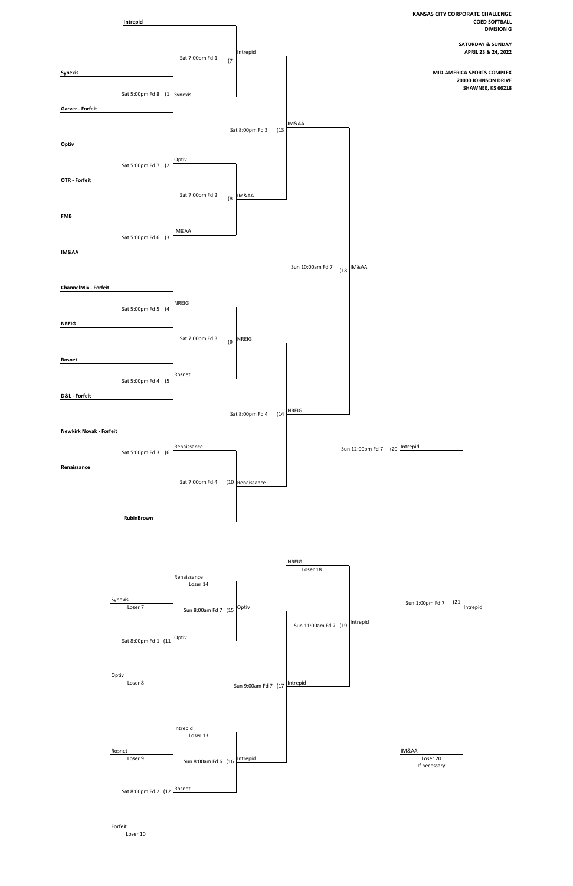**KANSAS CITY CORPORATE CHALLENGE**
**COED SOFTBALL**
**DIVISION G**

**SATURDAY & SUNDAY**
**APRIL 23 & 24, 2022**

**MID-AMERICA SPORTS COMPLEX**
**20000 JOHNSON DRIVE**
**SHAWNEE, KS 66218**

**Intrepid**

Sat 7:00pm Fd 1 (7 Intrepid

**Synexis**

Sat 5:00pm Fd 8 (1 Synexis

**Garver - Forfeit**

Sat 8:00pm Fd 3 (13 IM&AA

**Optiv**

Sat 5:00pm Fd 7 (2 Optiv

**OTR - Forfeit**

Sat 7:00pm Fd 2 (8 IM&AA

**FMB**

Sat 5:00pm Fd 6 (3 IM&AA

**IM&AA**

Sun 10:00am Fd 7 (18 IM&AA

**ChannelMix - Forfeit**

Sat 5:00pm Fd 5 (4 NREIG

**NREIG**

Sat 7:00pm Fd 3 (9 NREIG

**Rosnet**

Sat 5:00pm Fd 4 (5 Rosnet

**D&L - Forfeit**

Sat 8:00pm Fd 4 (14 NREIG

**Newkirk Novak - Forfeit**

Sat 5:00pm Fd 3 (6 Renaissance

**Renaissance**

Sat 7:00pm Fd 4 (10 Renaissance

**RubinBrown**

Sun 12:00pm Fd 7 (20 Intrepid

NREIG
Loser 18

Renaissance
Loser 14

Synexis
Loser 7

Sun 8:00am Fd 7 (15 Optiv

Sat 8:00pm Fd 1 (11 Optiv

Optiv
Loser 8

Sun 11:00am Fd 7 (19 Intrepid

Sun 1:00pm Fd 7 (21 Intrepid

Sun 9:00am Fd 7 (17 Intrepid

Intrepid
Loser 13

Rosnet
Loser 9

Sun 8:00am Fd 6 (16 Intrepid

Sat 8:00pm Fd 2 (12 Rosnet

Forfeit
Loser 10

IM&AA
Loser 20
If necessary